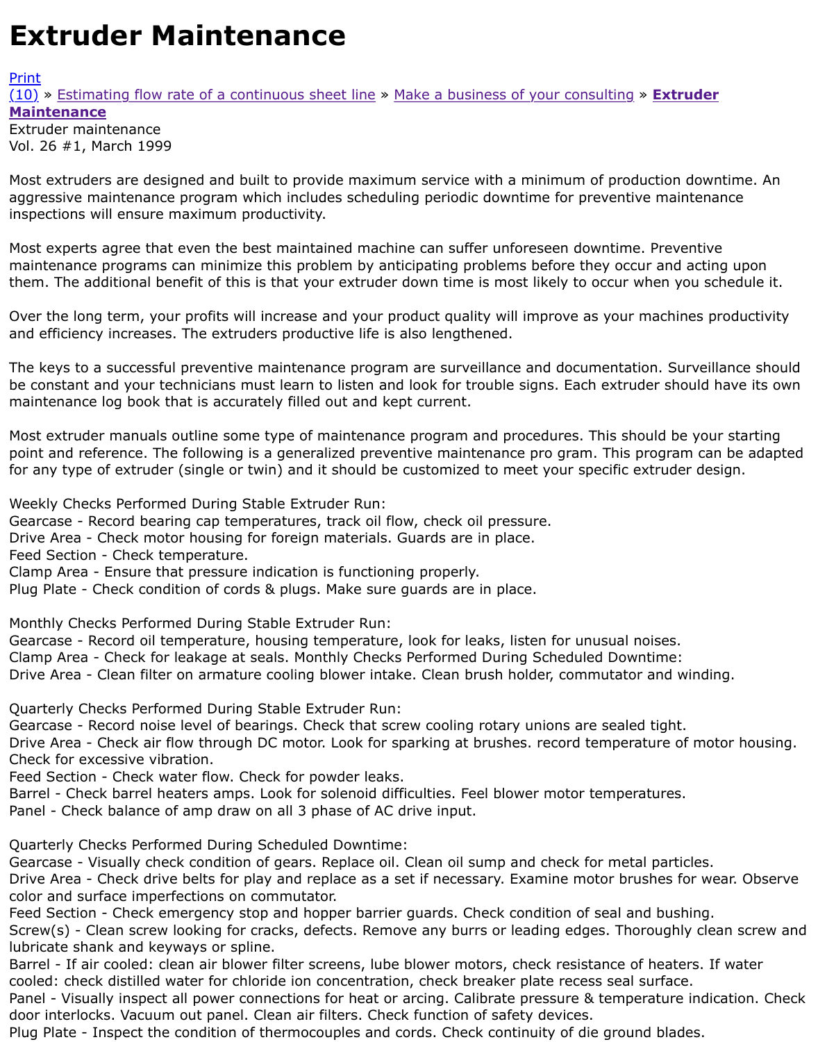# Extruder Maintenance

Print
(10) » Estimating flow rate of a continuous sheet line » Make a business of your consulting » **Extruder Maintenance**
Extruder maintenance
Vol. 26 #1, March 1999

Most extruders are designed and built to provide maximum service with a minimum of production downtime. An aggressive maintenance program which includes scheduling periodic downtime for preventive maintenance inspections will ensure maximum productivity.

Most experts agree that even the best maintained machine can suffer unforeseen downtime. Preventive maintenance programs can minimize this problem by anticipating problems before they occur and acting upon them. The additional benefit of this is that your extruder down time is most likely to occur when you schedule it.

Over the long term, your profits will increase and your product quality will improve as your machines productivity and efficiency increases. The extruders productive life is also lengthened.

The keys to a successful preventive maintenance program are surveillance and documentation. Surveillance should be constant and your technicians must learn to listen and look for trouble signs. Each extruder should have its own maintenance log book that is accurately filled out and kept current.

Most extruder manuals outline some type of maintenance program and procedures. This should be your starting point and reference. The following is a generalized preventive maintenance pro gram. This program can be adapted for any type of extruder (single or twin) and it should be customized to meet your specific extruder design.

Weekly Checks Performed During Stable Extruder Run:
Gearcase - Record bearing cap temperatures, track oil flow, check oil pressure.
Drive Area - Check motor housing for foreign materials. Guards are in place.
Feed Section - Check temperature.
Clamp Area - Ensure that pressure indication is functioning properly.
Plug Plate - Check condition of cords & plugs. Make sure guards are in place.

Monthly Checks Performed During Stable Extruder Run:
Gearcase - Record oil temperature, housing temperature, look for leaks, listen for unusual noises.
Clamp Area - Check for leakage at seals. Monthly Checks Performed During Scheduled Downtime:
Drive Area - Clean filter on armature cooling blower intake. Clean brush holder, commutator and winding.

Quarterly Checks Performed During Stable Extruder Run:
Gearcase - Record noise level of bearings. Check that screw cooling rotary unions are sealed tight.
Drive Area - Check air flow through DC motor. Look for sparking at brushes. record temperature of motor housing. Check for excessive vibration.
Feed Section - Check water flow. Check for powder leaks.
Barrel - Check barrel heaters amps. Look for solenoid difficulties. Feel blower motor temperatures.
Panel - Check balance of amp draw on all 3 phase of AC drive input.

Quarterly Checks Performed During Scheduled Downtime:
Gearcase - Visually check condition of gears. Replace oil. Clean oil sump and check for metal particles.
Drive Area - Check drive belts for play and replace as a set if necessary. Examine motor brushes for wear. Observe color and surface imperfections on commutator.
Feed Section - Check emergency stop and hopper barrier guards. Check condition of seal and bushing.
Screw(s) - Clean screw looking for cracks, defects. Remove any burrs or leading edges. Thoroughly clean screw and lubricate shank and keyways or spline.
Barrel - If air cooled: clean air blower filter screens, lube blower motors, check resistance of heaters. If water cooled: check distilled water for chloride ion concentration, check breaker plate recess seal surface.
Panel - Visually inspect all power connections for heat or arcing. Calibrate pressure & temperature indication. Check door interlocks. Vacuum out panel. Clean air filters. Check function of safety devices.
Plug Plate - Inspect the condition of thermocouples and cords. Check continuity of die ground blades.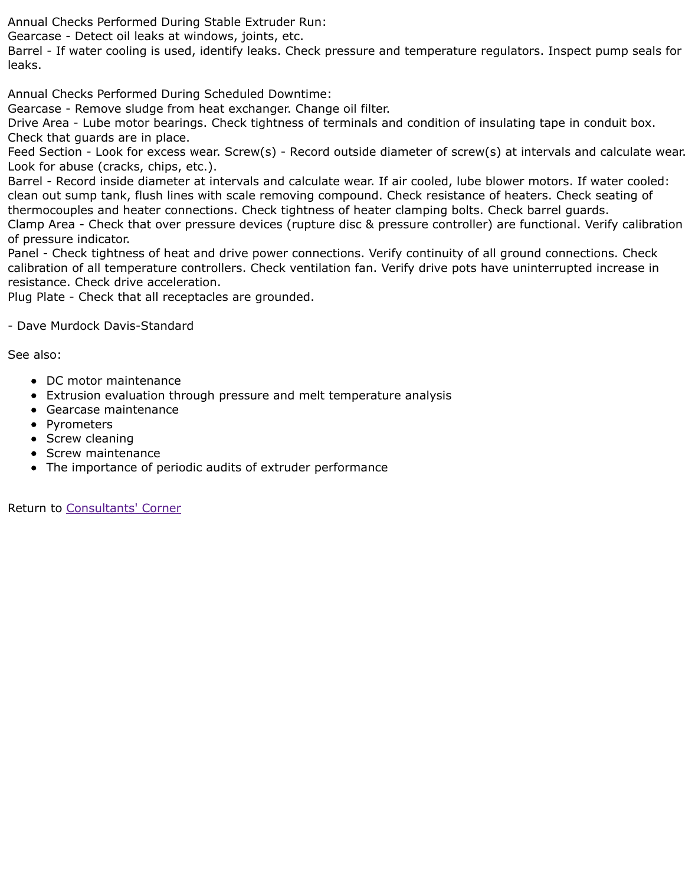Annual Checks Performed During Stable Extruder Run:
Gearcase - Detect oil leaks at windows, joints, etc.
Barrel - If water cooling is used, identify leaks. Check pressure and temperature regulators. Inspect pump seals for leaks.

Annual Checks Performed During Scheduled Downtime:
Gearcase - Remove sludge from heat exchanger. Change oil filter.
Drive Area - Lube motor bearings. Check tightness of terminals and condition of insulating tape in conduit box. Check that guards are in place.
Feed Section - Look for excess wear. Screw(s) - Record outside diameter of screw(s) at intervals and calculate wear. Look for abuse (cracks, chips, etc.).
Barrel - Record inside diameter at intervals and calculate wear. If air cooled, lube blower motors. If water cooled: clean out sump tank, flush lines with scale removing compound. Check resistance of heaters. Check seating of thermocouples and heater connections. Check tightness of heater clamping bolts. Check barrel guards.
Clamp Area - Check that over pressure devices (rupture disc & pressure controller) are functional. Verify calibration of pressure indicator.
Panel - Check tightness of heat and drive power connections. Verify continuity of all ground connections. Check calibration of all temperature controllers. Check ventilation fan. Verify drive pots have uninterrupted increase in resistance. Check drive acceleration.
Plug Plate - Check that all receptacles are grounded.

- Dave Murdock Davis-Standard

See also:

- DC motor maintenance
- Extrusion evaluation through pressure and melt temperature analysis
- Gearcase maintenance
- Pyrometers
- Screw cleaning
- Screw maintenance
- The importance of periodic audits of extruder performance

Return to Consultants' Corner